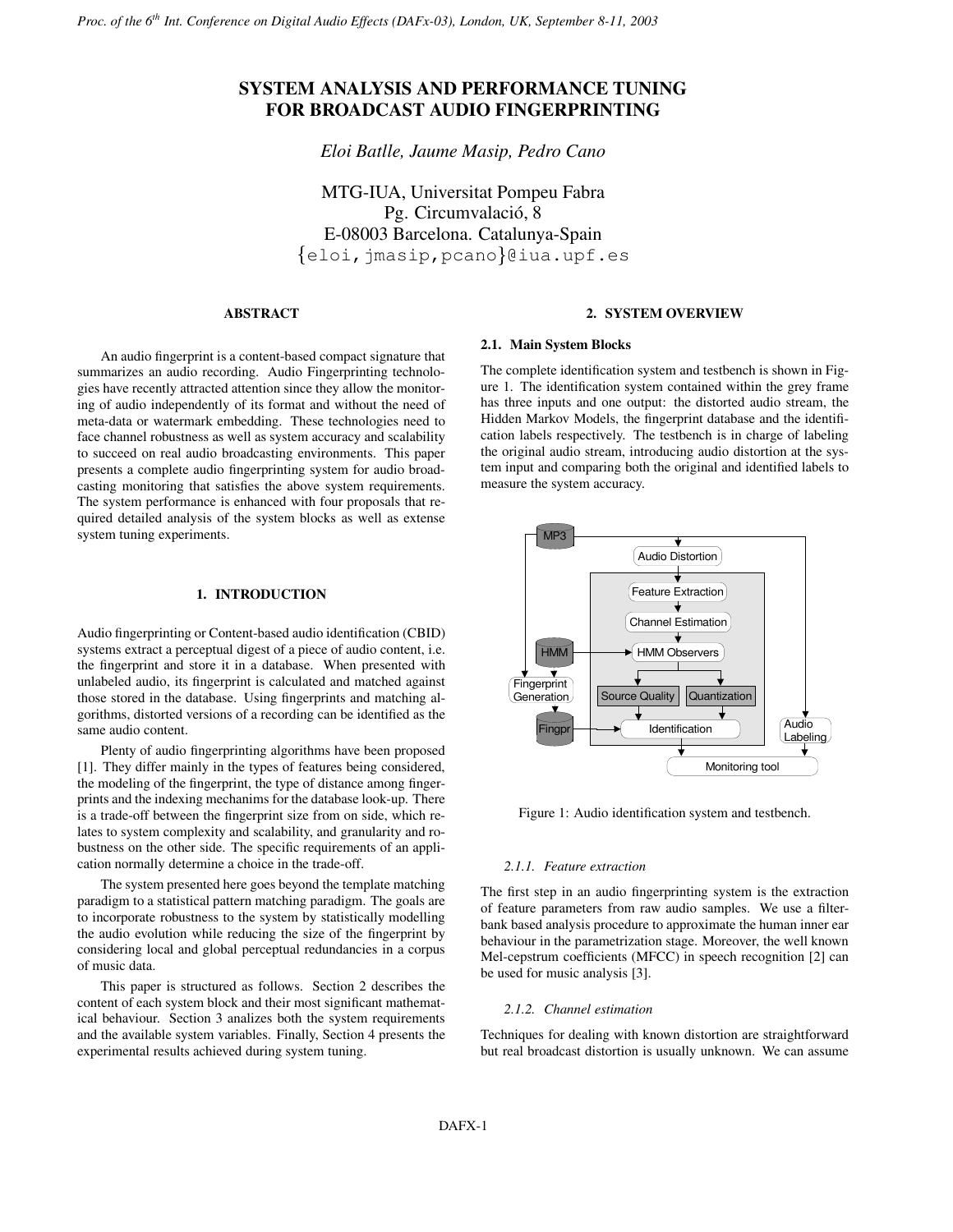# SYSTEM ANALYSIS AND PERFORMANCE TUNING FOR BROADCAST AUDIO FINGERPRINTING

*Eloi Batlle, Jaume Masip, Pedro Cano*

MTG-IUA, Universitat Pompeu Fabra
Pg. Circumvalació, 8
E-08003 Barcelona. Catalunya-Spain
{eloi,jmasip,pcano}@iua.upf.es

## ABSTRACT

An audio fingerprint is a content-based compact signature that summarizes an audio recording. Audio Fingerprinting technologies have recently attracted attention since they allow the monitoring of audio independently of its format and without the need of meta-data or watermark embedding. These technologies need to face channel robustness as well as system accuracy and scalability to succeed on real audio broadcasting environments. This paper presents a complete audio fingerprinting system for audio broadcasting monitoring that satisfies the above system requirements. The system performance is enhanced with four proposals that required detailed analysis of the system blocks as well as extense system tuning experiments.

## 1. INTRODUCTION

Audio fingerprinting or Content-based audio identification (CBID) systems extract a perceptual digest of a piece of audio content, i.e. the fingerprint and store it in a database. When presented with unlabeled audio, its fingerprint is calculated and matched against those stored in the database. Using fingerprints and matching algorithms, distorted versions of a recording can be identified as the same audio content.

Plenty of audio fingerprinting algorithms have been proposed [1]. They differ mainly in the types of features being considered, the modeling of the fingerprint, the type of distance among fingerprints and the indexing mechanims for the database look-up. There is a trade-off between the fingerprint size from on side, which relates to system complexity and scalability, and granularity and robustness on the other side. The specific requirements of an application normally determine a choice in the trade-off.

The system presented here goes beyond the template matching paradigm to a statistical pattern matching paradigm. The goals are to incorporate robustness to the system by statistically modelling the audio evolution while reducing the size of the fingerprint by considering local and global perceptual redundancies in a corpus of music data.

This paper is structured as follows. Section 2 describes the content of each system block and their most significant mathematical behaviour. Section 3 analizes both the system requirements and the available system variables. Finally, Section 4 presents the experimental results achieved during system tuning.

## 2. SYSTEM OVERVIEW

### 2.1. Main System Blocks

The complete identification system and testbench is shown in Figure 1. The identification system contained within the grey frame has three inputs and one output: the distorted audio stream, the Hidden Markov Models, the fingerprint database and the identification labels respectively. The testbench is in charge of labeling the original audio stream, introducing audio distortion at the system input and comparing both the original and identified labels to measure the system accuracy.

Figure 1: Audio identification system and testbench.

#### 2.1.1. Feature extraction

The first step in an audio fingerprinting system is the extraction of feature parameters from raw audio samples. We use a filterbank based analysis procedure to approximate the human inner ear behaviour in the parametrization stage. Moreover, the well known Mel-cepstrum coefficients (MFCC) in speech recognition [2] can be used for music analysis [3].

#### 2.1.2. Channel estimation

Techniques for dealing with known distortion are straightforward but real broadcast distortion is usually unknown. We can assume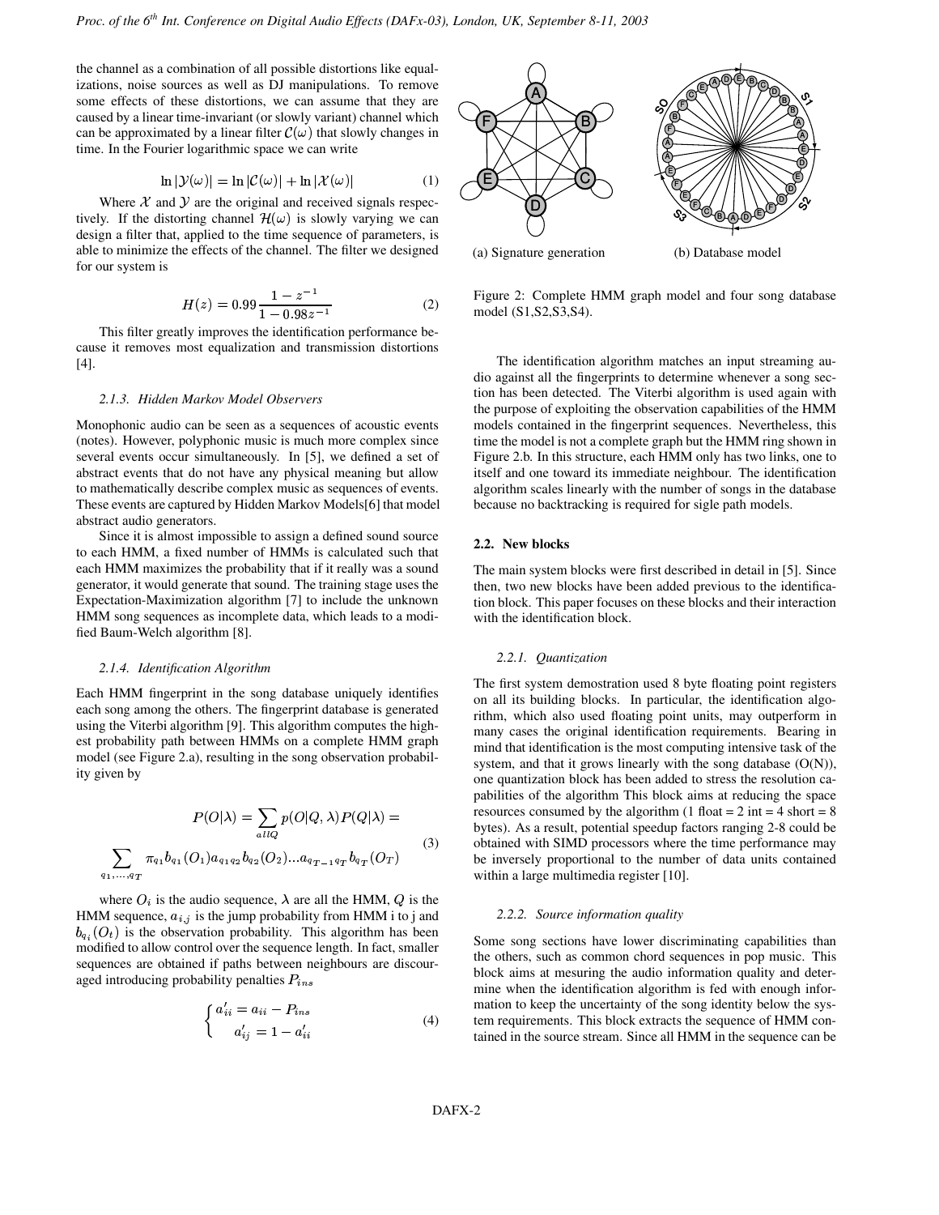the channel as a combination of all possible distortions like equalizations, noise sources as well as DJ manipulations. To remove some effects of these distortions, we can assume that they are caused by a linear time-invariant (or slowly variant) channel which can be approximated by a linear filter $\mathcal{C}(\omega)$ that slowly changes in time. In the Fourier logarithmic space we can write

$$\ln|\mathcal{Y}(\omega)| = \ln|\mathcal{C}(\omega)| + \ln|\mathcal{X}(\omega)| \tag{1}$$

Where $\mathcal{X}$ and $\mathcal{Y}$ are the original and received signals respectively. If the distorting channel $\mathcal{H}(\omega)$ is slowly varying we can design a filter that, applied to the time sequence of parameters, is able to minimize the effects of the channel. The filter we designed for our system is

$$H(z) = 0.99\frac{1 - z^{-1}}{1 - 0.98z^{-1}} \tag{2}$$

This filter greatly improves the identification performance because it removes most equalization and transmission distortions [4].

#### 2.1.3. Hidden Markov Model Observers

Monophonic audio can be seen as a sequences of acoustic events (notes). However, polyphonic music is much more complex since several events occur simultaneously. In [5], we defined a set of abstract events that do not have any physical meaning but allow to mathematically describe complex music as sequences of events. These events are captured by Hidden Markov Models[6] that model abstract audio generators.

Since it is almost impossible to assign a defined sound source to each HMM, a fixed number of HMMs is calculated such that each HMM maximizes the probability that if it really was a sound generator, it would generate that sound. The training stage uses the Expectation-Maximization algorithm [7] to include the unknown HMM song sequences as incomplete data, which leads to a modified Baum-Welch algorithm [8].

#### 2.1.4. Identification Algorithm

Each HMM fingerprint in the song database uniquely identifies each song among the others. The fingerprint database is generated using the Viterbi algorithm [9]. This algorithm computes the highest probability path between HMMs on a complete HMM graph model (see Figure 2.a), resulting in the song observation probability given by

$$P(O|\lambda) = \sum_{allQ} p(O|Q,\lambda)P(Q|\lambda) = \\ \sum_{q_1,\ldots,q_T} \pi_{q_1} b_{q_1}(O_1) a_{q_1 q_2} b_{q_2}(O_2) \ldots a_{q_{T-1} q_T} b_{q_T}(O_T) \tag{3}$$

where $O_i$ is the audio sequence, $\lambda$ are all the HMM, $Q$ is the HMM sequence, $a_{i,j}$ is the jump probability from HMM i to j and $b_{q_i}(O_t)$ is the observation probability. This algorithm has been modified to allow control over the sequence length. In fact, smaller sequences are obtained if paths between neighbours are discouraged introducing probability penalties $P_{ins}$

$$\begin{cases} a'_{ii} = a_{ii} - P_{ins} \\ a'_{ij} = 1 - a'_{ii} \end{cases} \tag{4}$$

(a) Signature generation (b) Database model

Figure 2: Complete HMM graph model and four song database model (S1,S2,S3,S4).

The identification algorithm matches an input streaming audio against all the fingerprints to determine whenever a song section has been detected. The Viterbi algorithm is used again with the purpose of exploiting the observation capabilities of the HMM models contained in the fingerprint sequences. Nevertheless, this time the model is not a complete graph but the HMM ring shown in Figure 2.b. In this structure, each HMM only has two links, one to itself and one toward its immediate neighbour. The identification algorithm scales linearly with the number of songs in the database because no backtracking is required for sigle path models.

### 2.2. New blocks

The main system blocks were first described in detail in [5]. Since then, two new blocks have been added previous to the identification block. This paper focuses on these blocks and their interaction with the identification block.

#### 2.2.1. Quantization

The first system demostration used 8 byte floating point registers on all its building blocks. In particular, the identification algorithm, which also used floating point units, may outperform in many cases the original identification requirements. Bearing in mind that identification is the most computing intensive task of the system, and that it grows linearly with the song database (O(N)), one quantization block has been added to stress the resolution capabilities of the algorithm This block aims at reducing the space resources consumed by the algorithm (1 float = 2 int = 4 short = 8 bytes). As a result, potential speedup factors ranging 2-8 could be obtained with SIMD processors where the time performance may be inversely proportional to the number of data units contained within a large multimedia register [10].

#### 2.2.2. Source information quality

Some song sections have lower discriminating capabilities than the others, such as common chord sequences in pop music. This block aims at mesuring the audio information quality and determine when the identification algorithm is fed with enough information to keep the uncertainty of the song identity below the system requirements. This block extracts the sequence of HMM contained in the source stream. Since all HMM in the sequence can be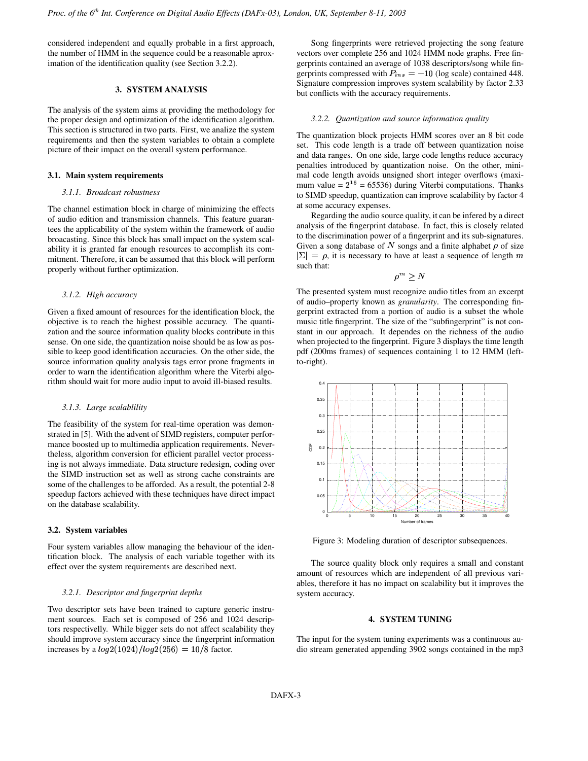considered independent and equally probable in a first approach, the number of HMM in the sequence could be a reasonable aproximation of the identification quality (see Section 3.2.2).

## 3. SYSTEM ANALYSIS

The analysis of the system aims at providing the methodology for the proper design and optimization of the identification algorithm. This section is structured in two parts. First, we analize the system requirements and then the system variables to obtain a complete picture of their impact on the overall system performance.

### 3.1. Main system requirements

#### *3.1.1. Broadcast robustness*

The channel estimation block in charge of minimizing the effects of audio edition and transmission channels. This feature guarantees the applicability of the system within the framework of audio broacasting. Since this block has small impact on the system scalability it is granted far enough resources to accomplish its commitment. Therefore, it can be assumed that this block will perform properly without further optimization.

#### *3.1.2. High accuracy*

Given a fixed amount of resources for the identification block, the objective is to reach the highest possible accuracy. The quantization and the source information quality blocks contribute in this sense. On one side, the quantization noise should be as low as possible to keep good identification accuracies. On the other side, the source information quality analysis tags error prone fragments in order to warn the identification algorithm where the Viterbi algorithm should wait for more audio input to avoid ill-biased results.

#### *3.1.3. Large scalablility*

The feasibility of the system for real-time operation was demonstrated in [5]. With the advent of SIMD registers, computer performance boosted up to multimedia application requirements. Nevertheless, algorithm conversion for efficient parallel vector processing is not always immediate. Data structure redesign, coding over the SIMD instruction set as well as strong cache constraints are some of the challenges to be afforded. As a result, the potential 2-8 speedup factors achieved with these techniques have direct impact on the database scalability.

### 3.2. System variables

Four system variables allow managing the behaviour of the identification block. The analysis of each variable together with its effect over the system requirements are described next.

#### *3.2.1. Descriptor and fingerprint depths*

Two descriptor sets have been trained to capture generic instrument sources. Each set is composed of 256 and 1024 descriptors respectively. While bigger sets do not affect scalability they should improve system accuracy since the fingerprint information increases by a $log2(1024)/log2(256) = 10/8$ factor.

Song fingerprints were retrieved projecting the song feature vectors over complete 256 and 1024 HMM node graphs. Free fingerprints contained an average of 1038 descriptors/song while fingerprints compressed with $P_{ins} = -10$ (log scale) contained 448. Signature compression improves system scalability by factor 2.33 but conflicts with the accuracy requirements.

#### *3.2.2. Quantization and source information quality*

The quantization block projects HMM scores over an 8 bit code set. This code length is a trade off between quantization noise and data ranges. On one side, large code lengths reduce accuracy penalties introduced by quantization noise. On the other, minimal code length avoids unsigned short integer overflows (maximum value = $2^{16} = 65536$) during Viterbi computations. Thanks to SIMD speedup, quantization can improve scalability by factor 4 at some accuracy expenses.

Regarding the audio source quality, it can be infered by a direct analysis of the fingerprint database. In fact, this is closely related to the discrimination power of a fingerprint and its sub-signatures. Given a song database of $N$ songs and a finite alphabet $\rho$ of size $|\Sigma| = \rho$, it is necessary to have at least a sequence of length $m$ such that:

$$\rho^m \geq N$$

The presented system must recognize audio titles from an excerpt of audio–property known as *granularity*. The corresponding fingerprint extracted from a portion of audio is a subset the whole music title fingerprint. The size of the "subfingerprint" is not constant in our approach. It dependes on the richness of the audio when projected to the fingerprint. Figure 3 displays the time length pdf (200ms frames) of sequences containing 1 to 12 HMM (left-to-right).

Figure 3: Modeling duration of descriptor subsequences.

The source quality block only requires a small and constant amount of resources which are independent of all previous variables, therefore it has no impact on scalability but it improves the system accuracy.

## 4. SYSTEM TUNING

The input for the system tuning experiments was a continuous audio stream generated appending 3902 songs contained in the mp3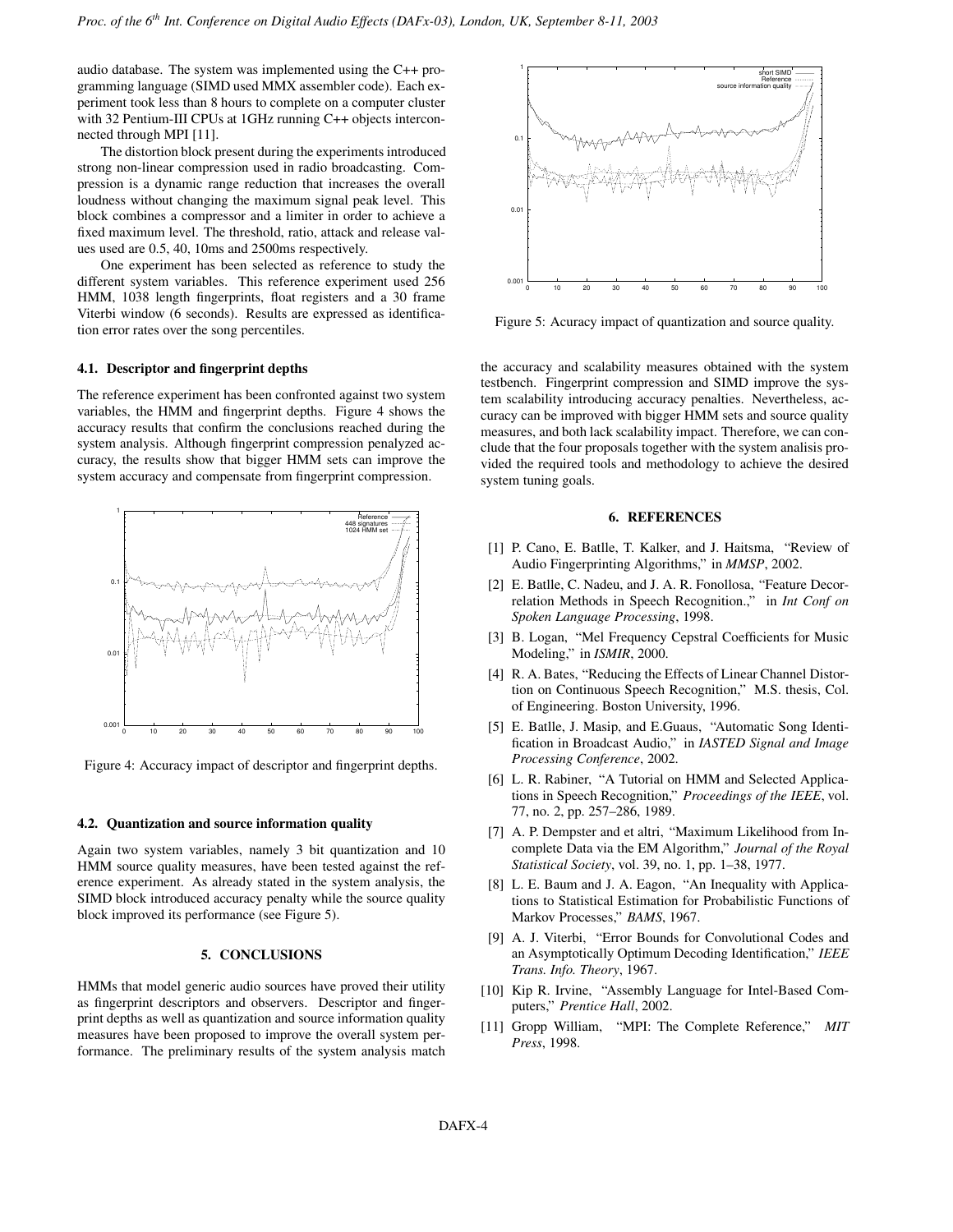audio database. The system was implemented using the C++ programming language (SIMD used MMX assembler code). Each experiment took less than 8 hours to complete on a computer cluster with 32 Pentium-III CPUs at 1GHz running C++ objects interconnected through MPI [11].

The distortion block present during the experiments introduced strong non-linear compression used in radio broadcasting. Compression is a dynamic range reduction that increases the overall loudness without changing the maximum signal peak level. This block combines a compressor and a limiter in order to achieve a fixed maximum level. The threshold, ratio, attack and release values used are 0.5, 40, 10ms and 2500ms respectively.

One experiment has been selected as reference to study the different system variables. This reference experiment used 256 HMM, 1038 length fingerprints, float registers and a 30 frame Viterbi window (6 seconds). Results are expressed as identification error rates over the song percentiles.

### 4.1. Descriptor and fingerprint depths

The reference experiment has been confronted against two system variables, the HMM and fingerprint depths. Figure 4 shows the accuracy results that confirm the conclusions reached during the system analysis. Although fingerprint compression penalized accuracy, the results show that bigger HMM sets can improve the system accuracy and compensate from fingerprint compression.

Reference
448 signatures
1024 HMM set

1
0.1
0.01
0.001
0 10 20 30 40 50 60 70 80 90 100

Figure 4: Accuracy impact of descriptor and fingerprint depths.

### 4.2. Quantization and source information quality

Again two system variables, namely 3 bit quantization and 10 HMM source quality measures, have been tested against the reference experiment. As already stated in the system analysis, the SIMD block introduced accuracy penalty while the source quality block improved its performance (see Figure 5).

## 5. CONCLUSIONS

HMMs that model generic audio sources have proved their utility as fingerprint descriptors and observers. Descriptor and fingerprint depths as well as quantization and source information quality measures have been proposed to improve the overall system performance. The preliminary results of the system analysis match the accuracy and scalability measures obtained with the system testbench. Fingerprint compression and SIMD improve the system scalability introducing accuracy penalties. Nevertheless, accuracy can be improved with bigger HMM sets and source quality measures, and both lack scalability impact. Therefore, we can conclude that the four proposals together with the system analisis provided the required tools and methodology to achieve the desired system tuning goals.

short SIMD
Reference
source information quality

1
0.1
0.01
0.001
0 10 20 30 40 50 60 70 80 90 100

Figure 5: Acuracy impact of quantization and source quality.

## 6. REFERENCES

[1] P. Cano, E. Batlle, T. Kalker, and J. Haitsma, "Review of Audio Fingerprinting Algorithms," in *MMSP*, 2002.

[2] E. Batlle, C. Nadeu, and J. A. R. Fonollosa, "Feature Decorrelation Methods in Speech Recognition.," in *Int Conf on Spoken Language Processing*, 1998.

[3] B. Logan, "Mel Frequency Cepstral Coefficients for Music Modeling," in *ISMIR*, 2000.

[4] R. A. Bates, "Reducing the Effects of Linear Channel Distortion on Continuous Speech Recognition," M.S. thesis, Col. of Engineering. Boston University, 1996.

[5] E. Batlle, J. Masip, and E.Guaus, "Automatic Song Identification in Broadcast Audio," in *IASTED Signal and Image Processing Conference*, 2002.

[6] L. R. Rabiner, "A Tutorial on HMM and Selected Applications in Speech Recognition," *Proceedings of the IEEE*, vol. 77, no. 2, pp. 257–286, 1989.

[7] A. P. Dempster and et altri, "Maximum Likelihood from Incomplete Data via the EM Algorithm," *Journal of the Royal Statistical Society*, vol. 39, no. 1, pp. 1–38, 1977.

[8] L. E. Baum and J. A. Eagon, "An Inequality with Applications to Statistical Estimation for Probabilistic Functions of Markov Processes," *BAMS*, 1967.

[9] A. J. Viterbi, "Error Bounds for Convolutional Codes and an Asymptotically Optimum Decoding Identification," *IEEE Trans. Info. Theory*, 1967.

[10] Kip R. Irvine, "Assembly Language for Intel-Based Computers," *Prentice Hall*, 2002.

[11] Gropp William, "MPI: The Complete Reference," *MIT Press*, 1998.